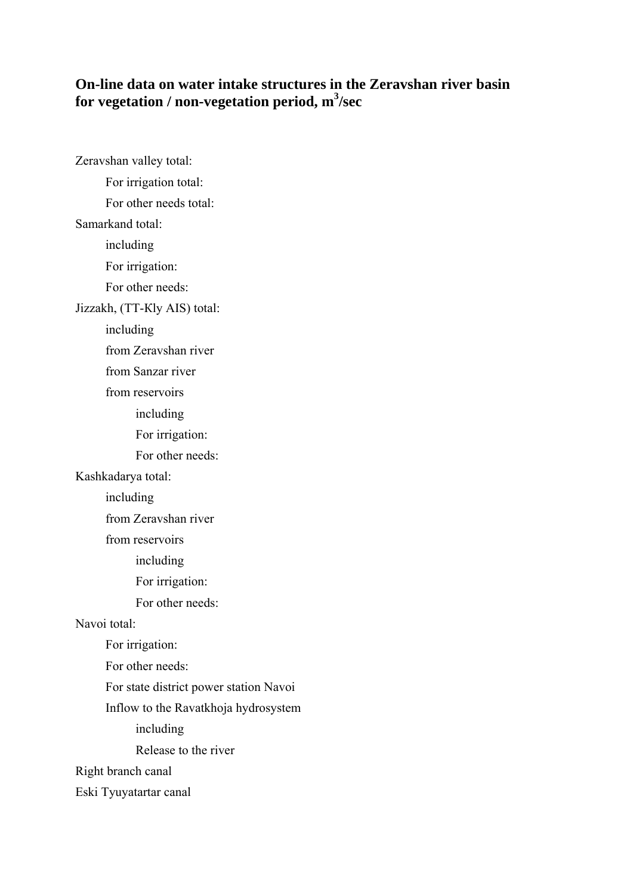**On-line data on water intake structures in the Zeravshan river basin for vegetation / non-vegetation period, m$^3$/sec**

Zeravshan valley total:

- For irrigation total:
- For other needs total:

Samarkand total:

- including
- For irrigation:
- For other needs:

Jizzakh, (TT-Kly AIS) total:

- including
- from Zeravshan river
- from Sanzar river
- from reservoirs
  - including
  - For irrigation:
  - For other needs:

Kashkadarya total:

- including
- from Zeravshan river
- from reservoirs
  - including
  - For irrigation:
  - For other needs:

Navoi total:

- For irrigation:
- For other needs:
- For state district power station Navoi
- Inflow to the Ravatkhoja hydrosystem
  - including
  - Release to the river

Right branch canal

Eski Tyuyatartar canal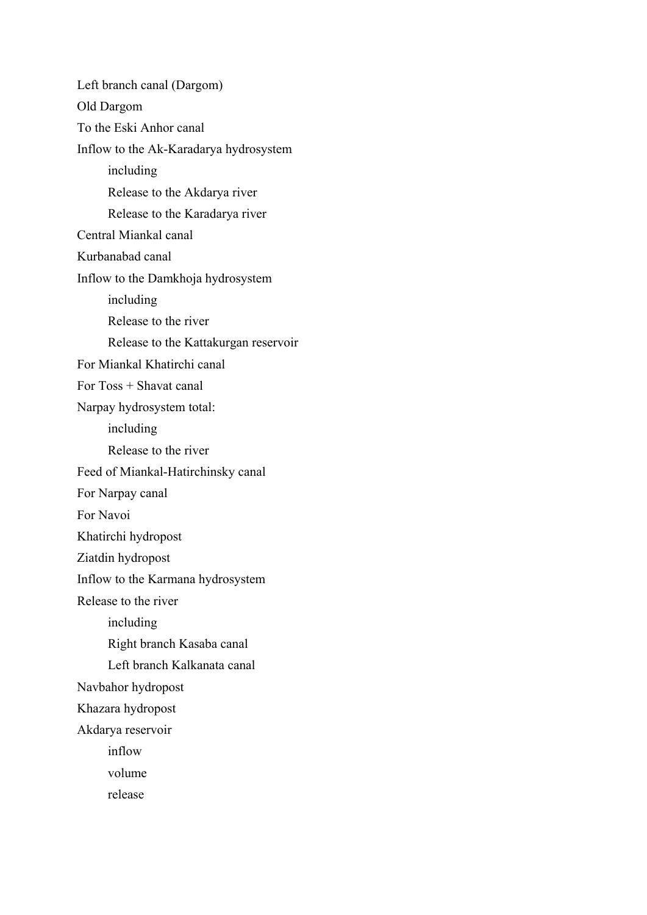Left branch canal (Dargom)

Old Dargom

To the Eski Anhor canal

Inflow to the Ak-Karadarya hydrosystem

- including
- Release to the Akdarya river
- Release to the Karadarya river

Central Miankal canal

Kurbanabad canal

Inflow to the Damkhoja hydrosystem

- including
- Release to the river
- Release to the Kattakurgan reservoir

For Miankal Khatirchi canal

For Toss + Shavat canal

Narpay hydrosystem total:

- including
- Release to the river

Feed of Miankal-Hatirchinsky canal

For Narpay canal

For Navoi

Khatirchi hydropost

Ziatdin hydropost

Inflow to the Karmana hydrosystem

Release to the river

- including
- Right branch Kasaba canal
- Left branch Kalkanata canal

Navbahor hydropost

Khazara hydropost

Akdarya reservoir

- inflow
- volume
- release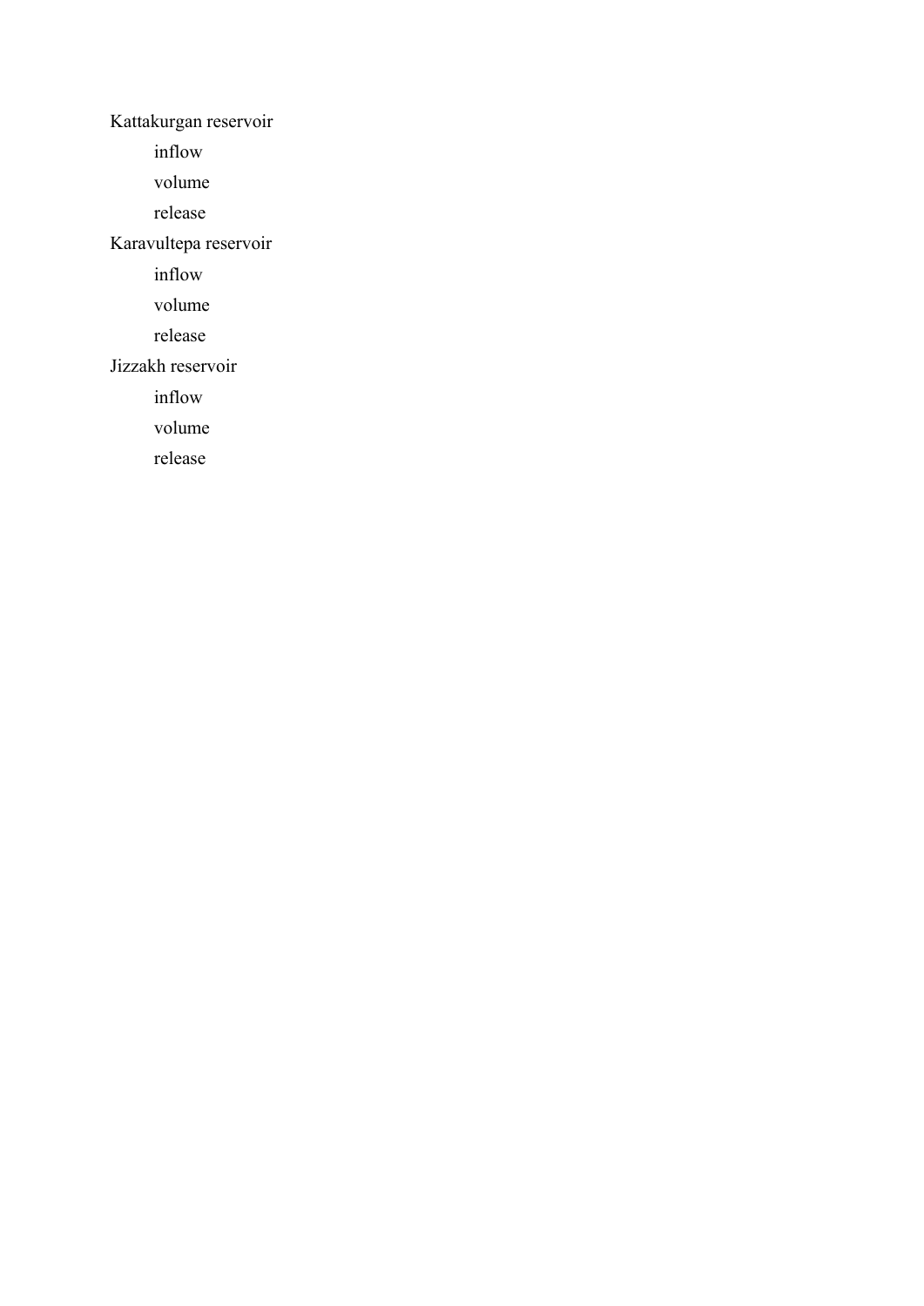Kattakurgan reservoir

- inflow
- volume
- release

Karavultepa reservoir

- inflow
- volume
- release

Jizzakh reservoir

- inflow
- volume
- release